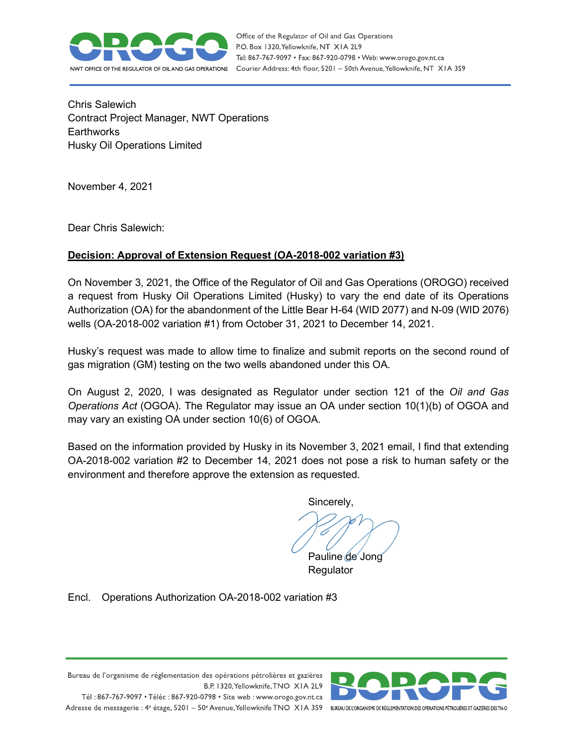Office of the Regulator of Oil and Gas Operations
P.O. Box 1320, Yellowknife, NT X1A 2L9
Tel: 867-767-9097 • Fax: 867-920-0798 • Web: www.orogo.gov.nt.ca
Courier Address: 4th floor, 5201 – 50th Avenue, Yellowknife, NT X1A 3S9

Chris Salewich
Contract Project Manager, NWT Operations
Earthworks
Husky Oil Operations Limited

November 4, 2021

Dear Chris Salewich:

**Decision: Approval of Extension Request (OA-2018-002 variation #3)**

On November 3, 2021, the Office of the Regulator of Oil and Gas Operations (OROGO) received a request from Husky Oil Operations Limited (Husky) to vary the end date of its Operations Authorization (OA) for the abandonment of the Little Bear H-64 (WID 2077) and N-09 (WID 2076) wells (OA-2018-002 variation #1) from October 31, 2021 to December 14, 2021.

Husky's request was made to allow time to finalize and submit reports on the second round of gas migration (GM) testing on the two wells abandoned under this OA.

On August 2, 2020, I was designated as Regulator under section 121 of the *Oil and Gas Operations Act* (OGOA). The Regulator may issue an OA under section 10(1)(b) of OGOA and may vary an existing OA under section 10(6) of OGOA.

Based on the information provided by Husky in its November 3, 2021 email, I find that extending OA-2018-002 variation #2 to December 14, 2021 does not pose a risk to human safety or the environment and therefore approve the extension as requested.

Sincerely,

Pauline de Jong
Regulator

Encl. Operations Authorization OA-2018-002 variation #3

Bureau de l'organisme de réglementation des opérations pétrolières et gazières
B.P. 1320, Yellowknife, TNO X1A 2L9
Tél : 867-767-9097 • Téléc : 867-920-0798 • Site web : www.orogo.gov.nt.ca
Adresse de messagerie : 4e étage, 5201 – 50e Avenue, Yellowknife TNO X1A 3S9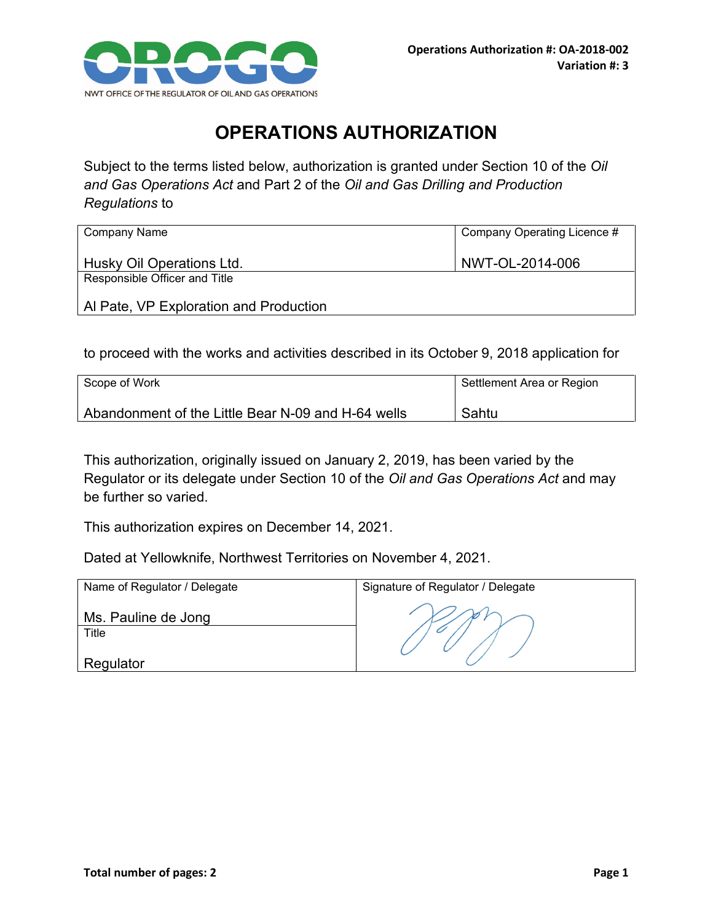**Operations Authorization #: OA-2018-002**
**Variation #: 3**

# OPERATIONS AUTHORIZATION

Subject to the terms listed below, authorization is granted under Section 10 of the *Oil and Gas Operations Act* and Part 2 of the *Oil and Gas Drilling and Production Regulations* to

| Company Name | Company Operating Licence # |
|---|---|
| Husky Oil Operations Ltd. | NWT-OL-2014-006 |
| Responsible Officer and Title | |
| Al Pate, VP Exploration and Production | |

to proceed with the works and activities described in its October 9, 2018 application for

| Scope of Work | Settlement Area or Region |
|---|---|
| Abandonment of the Little Bear N-09 and H-64 wells | Sahtu |

This authorization, originally issued on January 2, 2019, has been varied by the Regulator or its delegate under Section 10 of the *Oil and Gas Operations Act* and may be further so varied.

This authorization expires on December 14, 2021.

Dated at Yellowknife, Northwest Territories on November 4, 2021.

| Name of Regulator / Delegate | Signature of Regulator / Delegate |
|---|---|
| Ms. Pauline de Jong | |
| Title | |
| Regulator | |

**Total number of pages: 2**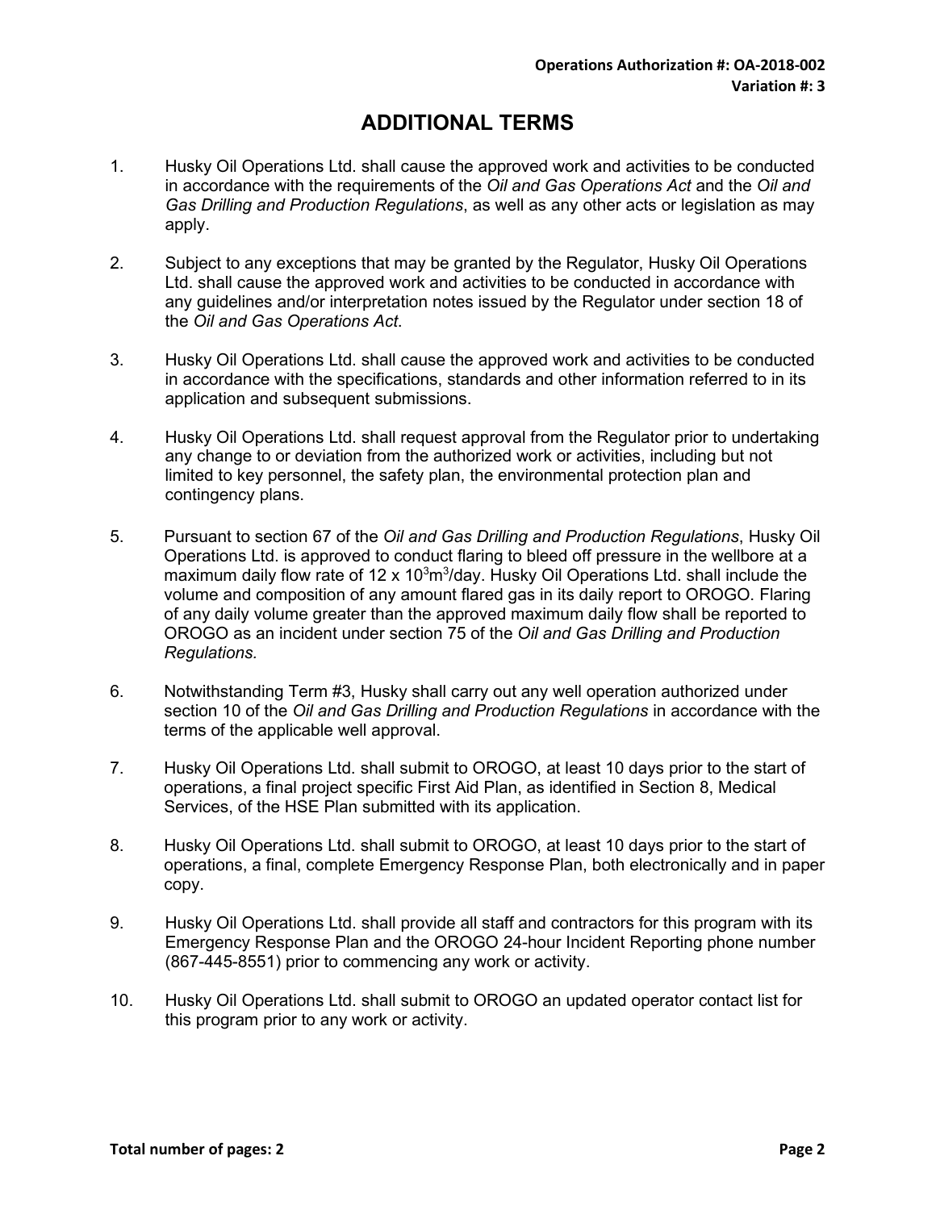# ADDITIONAL TERMS

1. Husky Oil Operations Ltd. shall cause the approved work and activities to be conducted in accordance with the requirements of the *Oil and Gas Operations Act* and the *Oil and Gas Drilling and Production Regulations*, as well as any other acts or legislation as may apply.

2. Subject to any exceptions that may be granted by the Regulator, Husky Oil Operations Ltd. shall cause the approved work and activities to be conducted in accordance with any guidelines and/or interpretation notes issued by the Regulator under section 18 of the *Oil and Gas Operations Act*.

3. Husky Oil Operations Ltd. shall cause the approved work and activities to be conducted in accordance with the specifications, standards and other information referred to in its application and subsequent submissions.

4. Husky Oil Operations Ltd. shall request approval from the Regulator prior to undertaking any change to or deviation from the authorized work or activities, including but not limited to key personnel, the safety plan, the environmental protection plan and contingency plans.

5. Pursuant to section 67 of the *Oil and Gas Drilling and Production Regulations*, Husky Oil Operations Ltd. is approved to conduct flaring to bleed off pressure in the wellbore at a maximum daily flow rate of $12 \times 10^3 m^3$/day. Husky Oil Operations Ltd. shall include the volume and composition of any amount flared gas in its daily report to OROGO. Flaring of any daily volume greater than the approved maximum daily flow shall be reported to OROGO as an incident under section 75 of the *Oil and Gas Drilling and Production Regulations.*

6. Notwithstanding Term #3, Husky shall carry out any well operation authorized under section 10 of the *Oil and Gas Drilling and Production Regulations* in accordance with the terms of the applicable well approval.

7. Husky Oil Operations Ltd. shall submit to OROGO, at least 10 days prior to the start of operations, a final project specific First Aid Plan, as identified in Section 8, Medical Services, of the HSE Plan submitted with its application.

8. Husky Oil Operations Ltd. shall submit to OROGO, at least 10 days prior to the start of operations, a final, complete Emergency Response Plan, both electronically and in paper copy.

9. Husky Oil Operations Ltd. shall provide all staff and contractors for this program with its Emergency Response Plan and the OROGO 24-hour Incident Reporting phone number (867-445-8551) prior to commencing any work or activity.

10. Husky Oil Operations Ltd. shall submit to OROGO an updated operator contact list for this program prior to any work or activity.